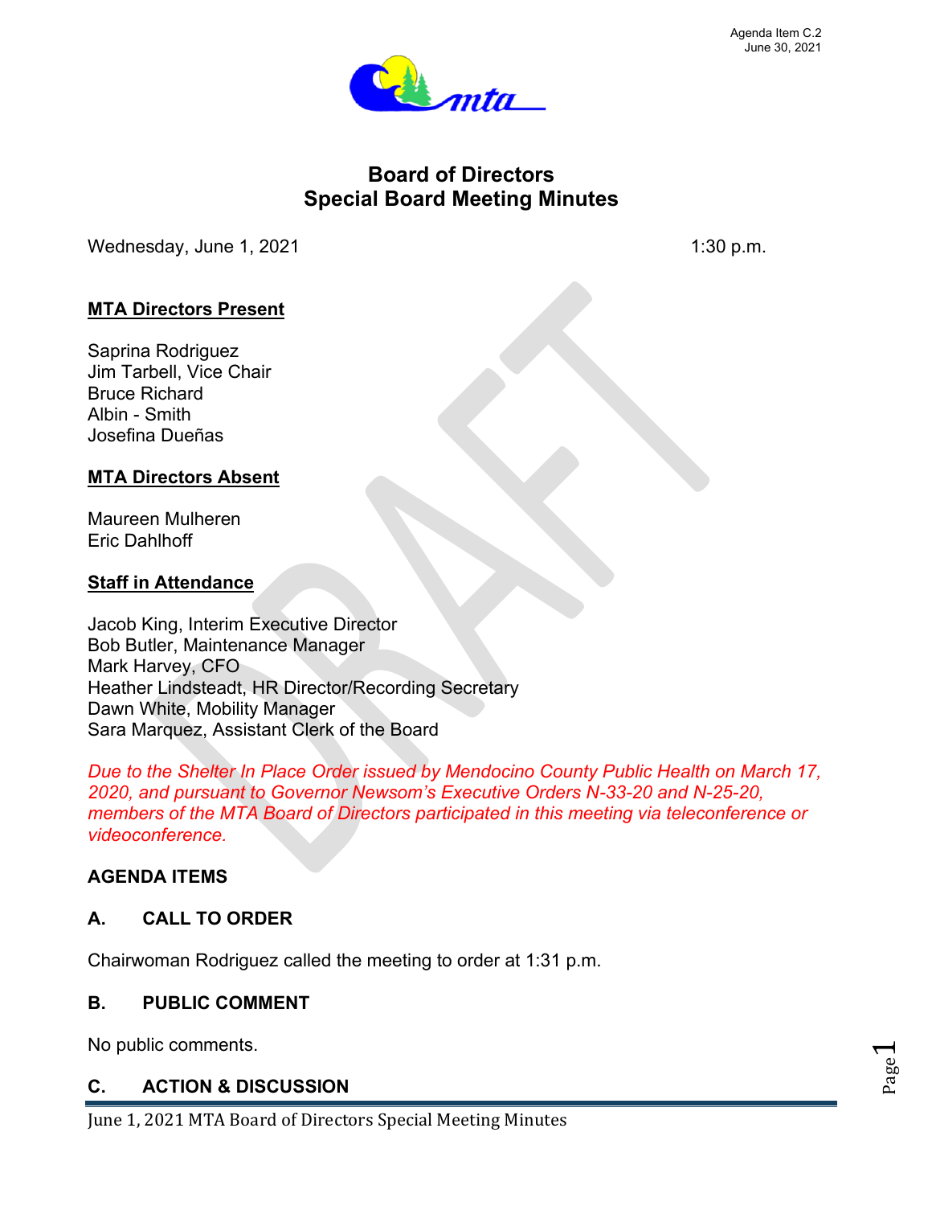Agenda Item C.2
June 30, 2021

# Board of Directors
# Special Board Meeting Minutes

Wednesday, June 1, 2021 1:30 p.m.

**MTA Directors Present**

Saprina Rodriguez
Jim Tarbell, Vice Chair
Bruce Richard
Albin - Smith
Josefina Dueñas

**MTA Directors Absent**

Maureen Mulheren
Eric Dahlhoff

**Staff in Attendance**

Jacob King, Interim Executive Director
Bob Butler, Maintenance Manager
Mark Harvey, CFO
Heather Lindsteadt, HR Director/Recording Secretary
Dawn White, Mobility Manager
Sara Marquez, Assistant Clerk of the Board

*Due to the Shelter In Place Order issued by Mendocino County Public Health on March 17, 2020, and pursuant to Governor Newsom's Executive Orders N-33-20 and N-25-20, members of the MTA Board of Directors participated in this meeting via teleconference or videoconference.*

## AGENDA ITEMS

### A. CALL TO ORDER

Chairwoman Rodriguez called the meeting to order at 1:31 p.m.

### B. PUBLIC COMMENT

No public comments.

### C. ACTION & DISCUSSION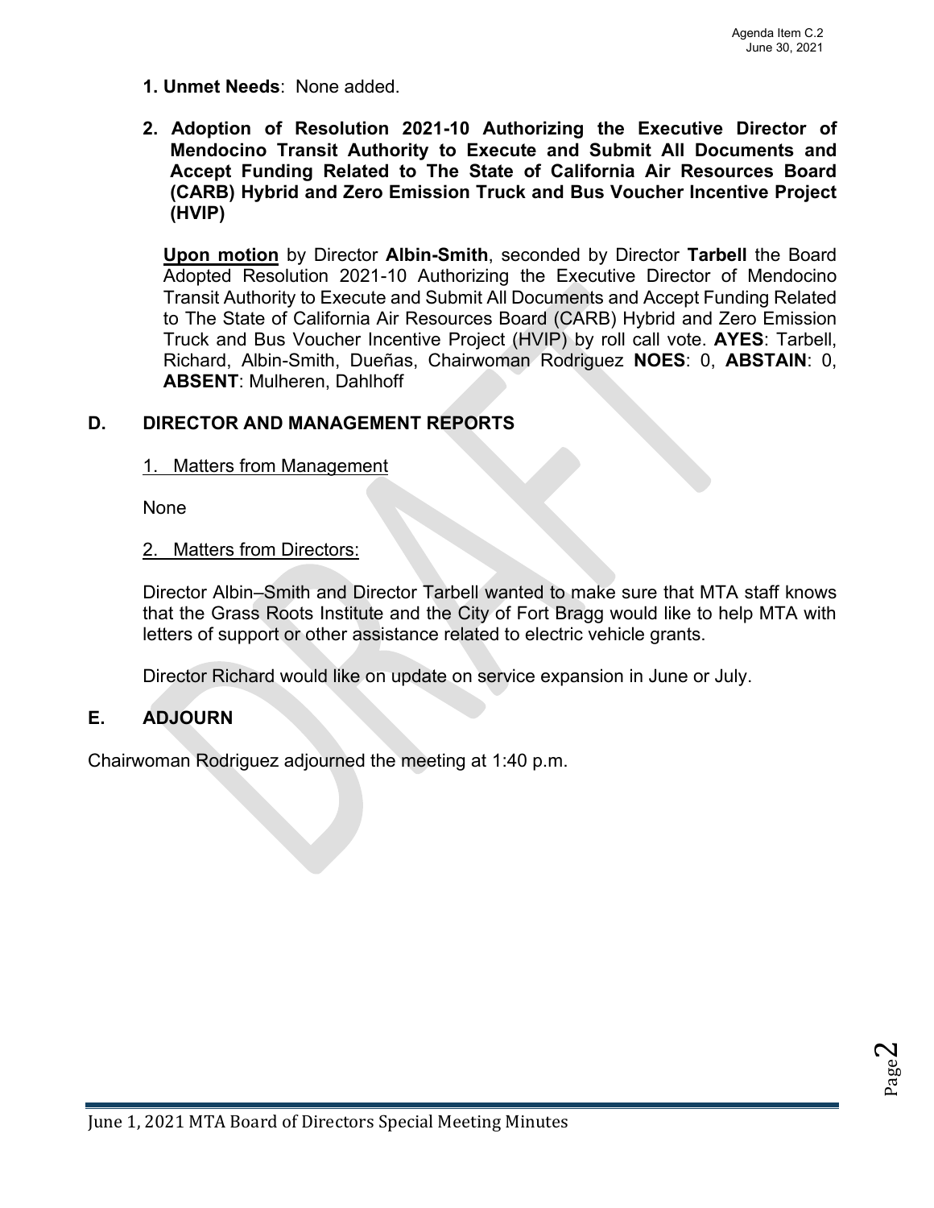**1. Unmet Needs**: None added.

**2. Adoption of Resolution 2021-10 Authorizing the Executive Director of Mendocino Transit Authority to Execute and Submit All Documents and Accept Funding Related to The State of California Air Resources Board (CARB) Hybrid and Zero Emission Truck and Bus Voucher Incentive Project (HVIP)**

**Upon motion** by Director **Albin-Smith**, seconded by Director **Tarbell** the Board Adopted Resolution 2021-10 Authorizing the Executive Director of Mendocino Transit Authority to Execute and Submit All Documents and Accept Funding Related to The State of California Air Resources Board (CARB) Hybrid and Zero Emission Truck and Bus Voucher Incentive Project (HVIP) by roll call vote. **AYES**: Tarbell, Richard, Albin-Smith, Dueñas, Chairwoman Rodriguez **NOES**: 0, **ABSTAIN**: 0, **ABSENT**: Mulheren, Dahlhoff

## D. DIRECTOR AND MANAGEMENT REPORTS

1. Matters from Management

None

2. Matters from Directors:

Director Albin–Smith and Director Tarbell wanted to make sure that MTA staff knows that the Grass Roots Institute and the City of Fort Bragg would like to help MTA with letters of support or other assistance related to electric vehicle grants.

Director Richard would like on update on service expansion in June or July.

## E. ADJOURN

Chairwoman Rodriguez adjourned the meeting at 1:40 p.m.